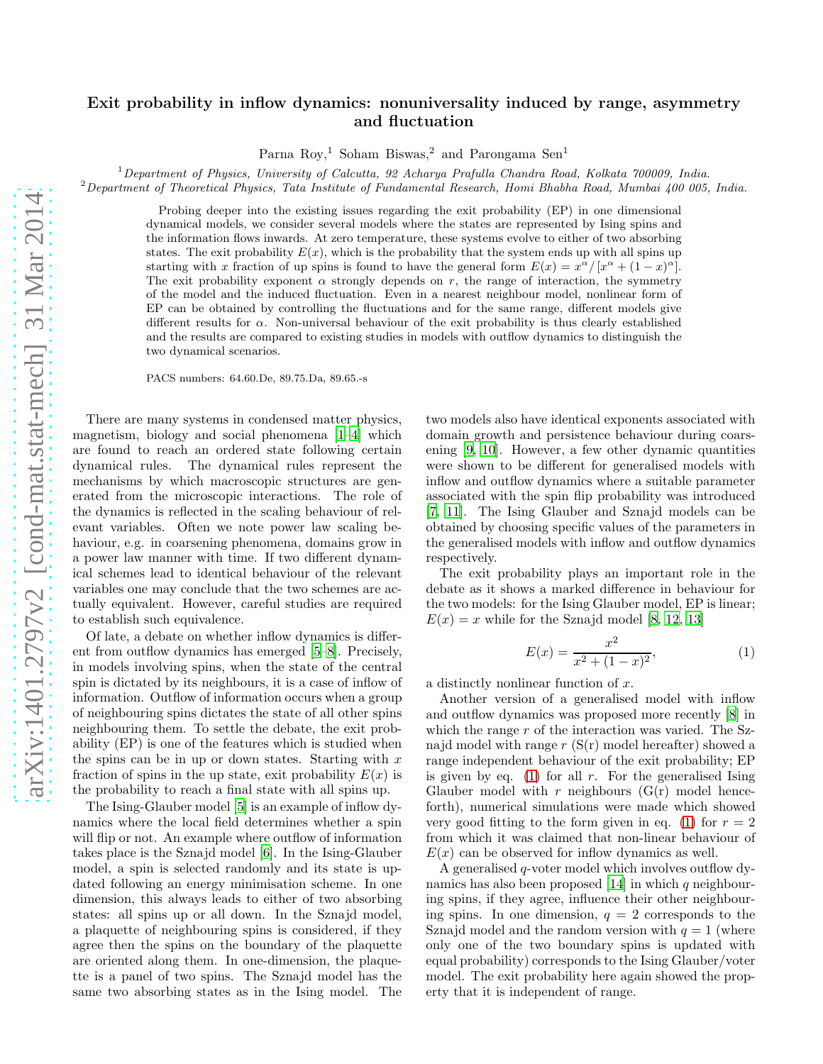# Exit probability in inflow dynamics: nonuniversality induced by range, asymmetry and fluctuation

Parna Roy,[1] Soham Biswas,[2] and Parongama Sen[1]

[1] Department of Physics, University of Calcutta, 92 Acharya Prafulla Chandra Road, Kolkata 700009, India.
[2] Department of Theoretical Physics, Tata Institute of Fundamental Research, Homi Bhabha Road, Mumbai 400 005, India.

Probing deeper into the existing issues regarding the exit probability (EP) in one dimensional dynamical models, we consider several models where the states are represented by Ising spins and the information flows inwards. At zero temperature, these systems evolve to either of two absorbing states. The exit probability $E(x)$, which is the probability that the system ends up with all spins up starting with $x$ fraction of up spins is found to have the general form $E(x) = x^\alpha/[x^\alpha + (1-x)^\alpha]$. The exit probability exponent $\alpha$ strongly depends on $r$, the range of interaction, the symmetry of the model and the induced fluctuation. Even in a nearest neighbour model, nonlinear form of EP can be obtained by controlling the fluctuations and for the same range, different models give different results for $\alpha$. Non-universal behaviour of the exit probability is thus clearly established and the results are compared to existing studies in models with outflow dynamics to distinguish the two dynamical scenarios.

PACS numbers: 64.60.De, 89.75.Da, 89.65.-s

There are many systems in condensed matter physics, magnetism, biology and social phenomena [1–4] which are found to reach an ordered state following certain dynamical rules. The dynamical rules represent the mechanisms by which macroscopic structures are generated from the microscopic interactions. The role of the dynamics is reflected in the scaling behaviour of relevant variables. Often we note power law scaling behaviour, e.g. in coarsening phenomena, domains grow in a power law manner with time. If two different dynamical schemes lead to identical behaviour of the relevant variables one may conclude that the two schemes are actually equivalent. However, careful studies are required to establish such equivalence.

Of late, a debate on whether inflow dynamics is different from outflow dynamics has emerged [5–8]. Precisely, in models involving spins, when the state of the central spin is dictated by its neighbours, it is a case of inflow of information. Outflow of information occurs when a group of neighbouring spins dictates the state of all other spins neighbouring them. To settle the debate, the exit probability (EP) is one of the features which is studied when the spins can be in up or down states. Starting with $x$ fraction of spins in the up state, exit probability $E(x)$ is the probability to reach a final state with all spins up.

The Ising-Glauber model [5] is an example of inflow dynamics where the local field determines whether a spin will flip or not. An example where outflow of information takes place is the Sznajd model [6]. In the Ising-Glauber model, a spin is selected randomly and its state is updated following an energy minimisation scheme. In one dimension, this always leads to either of two absorbing states: all spins up or all down. In the Sznajd model, a plaquette of neighbouring spins is considered, if they agree then the spins on the boundary of the plaquette are oriented along them. In one-dimension, the plaquette is a panel of two spins. The Sznajd model has the same two absorbing states as in the Ising model. The two models also have identical exponents associated with domain growth and persistence behaviour during coarsening [9, 10]. However, a few other dynamic quantities were shown to be different for generalised models with inflow and outflow dynamics where a suitable parameter associated with the spin flip probability was introduced [7, 11]. The Ising Glauber and Sznajd models can be obtained by choosing specific values of the parameters in the generalised models with inflow and outflow dynamics respectively.

The exit probability plays an important role in the debate as it shows a marked difference in behaviour for the two models: for the Ising Glauber model, EP is linear; $E(x) = x$ while for the Sznajd model [8, 12, 13]

$$E(x) = \frac{x^2}{x^2 + (1-x)^2}, \tag{1}$$

a distinctly nonlinear function of $x$.

Another version of a generalised model with inflow and outflow dynamics was proposed more recently [8] in which the range $r$ of the interaction was varied. The Sznajd model with range $r$ (S(r) model hereafter) showed a range independent behaviour of the exit probability; EP is given by eq. (1) for all $r$. For the generalised Ising Glauber model with $r$ neighbours (G(r) model henceforth), numerical simulations were made which showed very good fitting to the form given in eq. (1) for $r = 2$ from which it was claimed that non-linear behaviour of $E(x)$ can be observed for inflow dynamics as well.

A generalised $q$-voter model which involves outflow dynamics has also been proposed [14] in which $q$ neighbouring spins, if they agree, influence their other neighbouring spins. In one dimension, $q = 2$ corresponds to the Sznajd model and the random version with $q = 1$ (where only one of the two boundary spins is updated with equal probability) corresponds to the Ising Glauber/voter model. The exit probability here again showed the property that it is independent of range.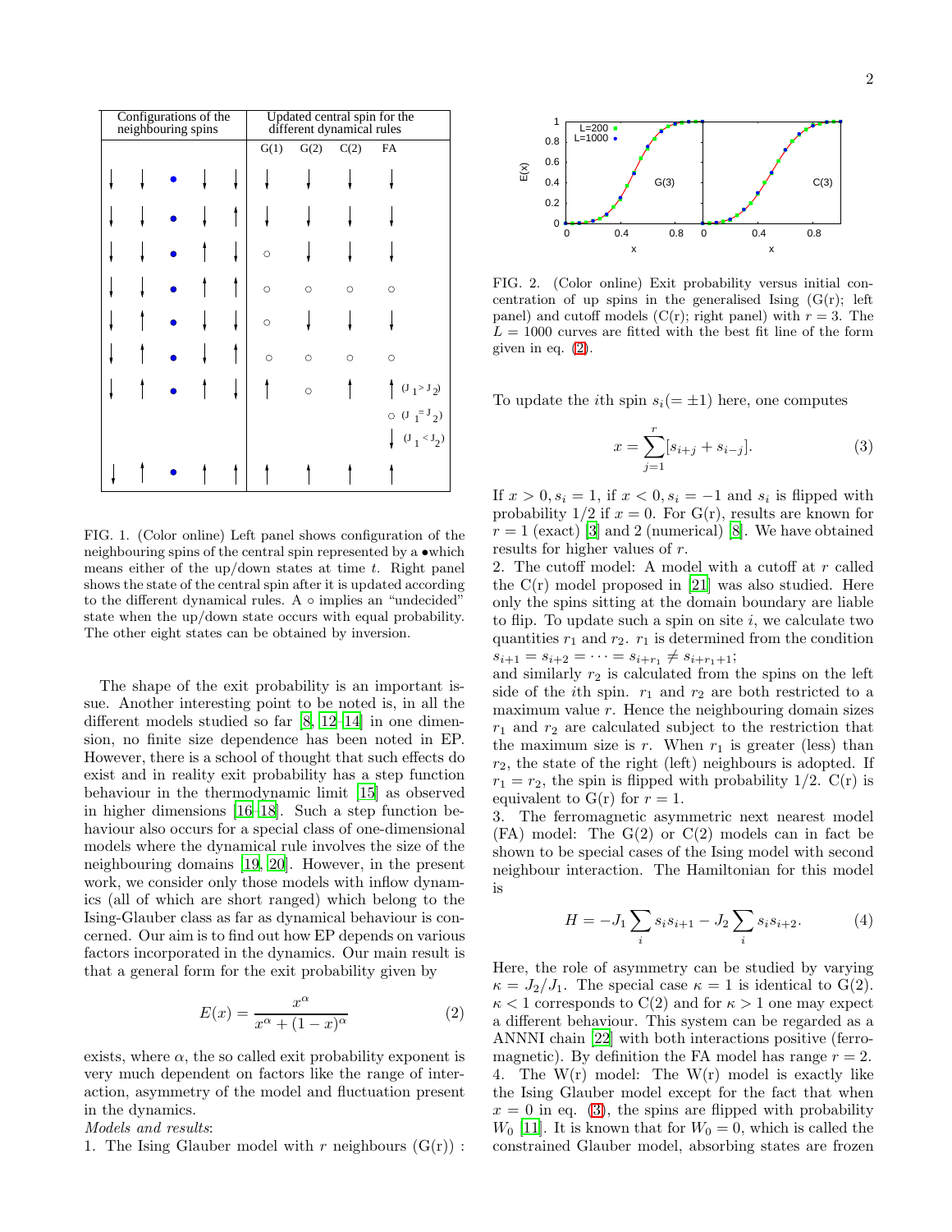| Configurations of the neighbouring spins | | | | | Updated central spin for the different dynamical rules | | | |
|---|---|---|---|---|---|---|---|---|
| | | | | | G(1) | G(2) | C(2) | FA |
| ↓ | ↓ | ● | ↓ | ↓ | ↓ | ↓ | ↓ | ↓ |
| ↓ | ↓ | ● | ↓ | ↑ | ↓ | ↓ | ↓ | ↓ |
| ↓ | ↓ | ● | ↑ | ↓ | ○ | ↓ | ↓ | ↓ |
| ↓ | ↓ | ● | ↑ | ↑ | ○ | ○ | ○ | ○ |
| ↓ | ↑ | ● | ↓ | ↓ | ○ | ↓ | ↓ | ↓ |
| ↓ | ↑ | ● | ↓ | ↑ | ○ | ○ | ○ | ○ |
| ↓ | ↑ | ● | ↑ | ↓ | ↑ | ○ | ↑ | ↑ ($J_1 > J_2$); ○ ($J_1 = J_2$); ↓ ($J_1 < J_2$) |
| ↓ | ↑ | ● | ↑ | ↑ | ↑ | ↑ | ↑ | ↑ |

FIG. 1. (Color online) Left panel shows configuration of the neighbouring spins of the central spin represented by a •which means either of the up/down states at time $t$. Right panel shows the state of the central spin after it is updated according to the different dynamical rules. A ○ implies an "undecided" state when the up/down state occurs with equal probability. The other eight states can be obtained by inversion.

The shape of the exit probability is an important issue. Another interesting point to be noted is, in all the different models studied so far [8, 12–14] in one dimension, no finite size dependence has been noted in EP. However, there is a school of thought that such effects do exist and in reality exit probability has a step function behaviour in the thermodynamic limit [15] as observed in higher dimensions [16–18]. Such a step function behaviour also occurs for a special class of one-dimensional models where the dynamical rule involves the size of the neighbouring domains [19, 20]. However, in the present work, we consider only those models with inflow dynamics (all of which are short ranged) which belong to the Ising-Glauber class as far as dynamical behaviour is concerned. Our aim is to find out how EP depends on various factors incorporated in the dynamics. Our main result is that a general form for the exit probability given by

$$E(x) = \frac{x^{\alpha}}{x^{\alpha} + (1-x)^{\alpha}} \tag{2}$$

exists, where $\alpha$, the so called exit probability exponent is very much dependent on factors like the range of interaction, asymmetry of the model and fluctuation present in the dynamics.

*Models and results*:

1. The Ising Glauber model with $r$ neighbours (G(r)) :

FIG. 2. (Color online) Exit probability versus initial concentration of up spins in the generalised Ising (G(r); left panel) and cutoff models (C(r); right panel) with $r = 3$. The $L = 1000$ curves are fitted with the best fit line of the form given in eq. (2).

To update the $i$th spin $s_i(= \pm 1)$ here, one computes

$$x = \sum_{j=1}^{r} [s_{i+j} + s_{i-j}]. \tag{3}$$

If $x > 0, s_i = 1$, if $x < 0, s_i = -1$ and $s_i$ is flipped with probability 1/2 if $x = 0$. For G(r), results are known for $r = 1$ (exact) [3] and 2 (numerical) [8]. We have obtained results for higher values of $r$.

2. The cutoff model: A model with a cutoff at $r$ called the C(r) model proposed in [21] was also studied. Here only the spins sitting at the domain boundary are liable to flip. To update such a spin on site $i$, we calculate two quantities $r_1$ and $r_2$. $r_1$ is determined from the condition $s_{i+1} = s_{i+2} = \cdots = s_{i+r_1} \neq s_{i+r_1+1}$;
and similarly $r_2$ is calculated from the spins on the left side of the $i$th spin. $r_1$ and $r_2$ are both restricted to a maximum value $r$. Hence the neighbouring domain sizes $r_1$ and $r_2$ are calculated subject to the restriction that the maximum size is $r$. When $r_1$ is greater (less) than $r_2$, the state of the right (left) neighbours is adopted. If $r_1 = r_2$, the spin is flipped with probability 1/2. C(r) is equivalent to G(r) for $r = 1$.

3. The ferromagnetic asymmetric next nearest model (FA) model: The G(2) or C(2) models can in fact be shown to be special cases of the Ising model with second neighbour interaction. The Hamiltonian for this model is

$$H = -J_1 \sum_i s_i s_{i+1} - J_2 \sum_i s_i s_{i+2}. \tag{4}$$

Here, the role of asymmetry can be studied by varying $\kappa = J_2/J_1$. The special case $\kappa = 1$ is identical to G(2). $\kappa < 1$ corresponds to C(2) and for $\kappa > 1$ one may expect a different behaviour. This system can be regarded as a ANNNI chain [22] with both interactions positive (ferromagnetic). By definition the FA model has range $r = 2$.

4. The W(r) model: The W(r) model is exactly like the Ising Glauber model except for the fact that when $x = 0$ in eq. (3), the spins are flipped with probability $W_0$ [11]. It is known that for $W_0 = 0$, which is called the constrained Glauber model, absorbing states are frozen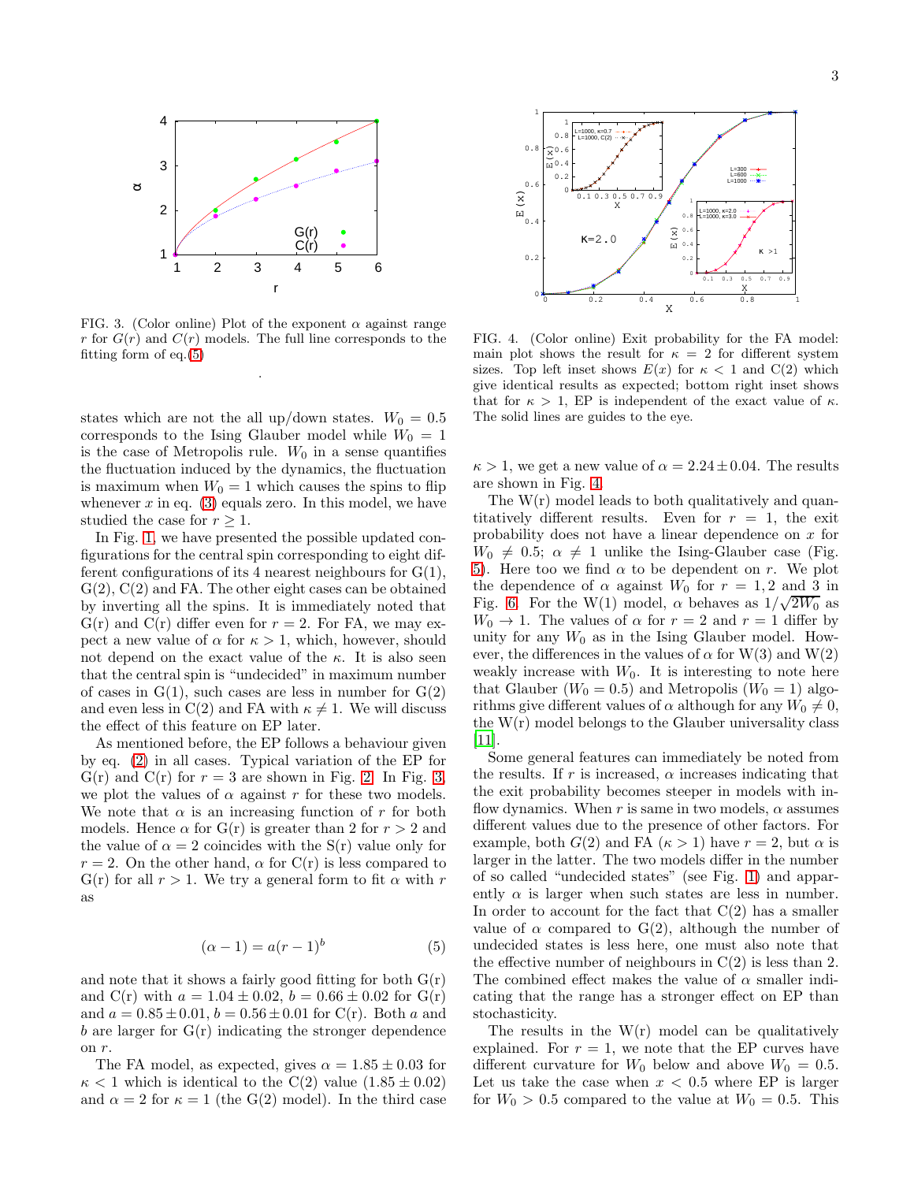FIG. 3. (Color online) Plot of the exponent $\alpha$ against range $r$ for $G(r)$ and $C(r)$ models. The full line corresponds to the fitting form of eq.(5)

FIG. 4. (Color online) Exit probability for the FA model: main plot shows the result for $\kappa = 2$ for different system sizes. Top left inset shows $E(x)$ for $\kappa < 1$ and C(2) which give identical results as expected; bottom right inset shows that for $\kappa > 1$, EP is independent of the exact value of $\kappa$. The solid lines are guides to the eye.

states which are not the all up/down states. $W_0 = 0.5$ corresponds to the Ising Glauber model while $W_0 = 1$ is the case of Metropolis rule. $W_0$ in a sense quantifies the fluctuation induced by the dynamics, the fluctuation is maximum when $W_0 = 1$ which causes the spins to flip whenever $x$ in eq. (3) equals zero. In this model, we have studied the case for $r \geq 1$.

In Fig. 1, we have presented the possible updated configurations for the central spin corresponding to eight different configurations of its 4 nearest neighbours for G(1), G(2), C(2) and FA. The other eight cases can be obtained by inverting all the spins. It is immediately noted that G(r) and C(r) differ even for $r = 2$. For FA, we may expect a new value of $\alpha$ for $\kappa > 1$, which, however, should not depend on the exact value of the $\kappa$. It is also seen that the central spin is "undecided" in maximum number of cases in G(1), such cases are less in number for G(2) and even less in C(2) and FA with $\kappa \neq 1$. We will discuss the effect of this feature on EP later.

As mentioned before, the EP follows a behaviour given by eq. (2) in all cases. Typical variation of the EP for G(r) and C(r) for $r = 3$ are shown in Fig. 2. In Fig. 3, we plot the values of $\alpha$ against $r$ for these two models. We note that $\alpha$ is an increasing function of $r$ for both models. Hence $\alpha$ for G(r) is greater than 2 for $r > 2$ and the value of $\alpha = 2$ coincides with the S(r) value only for $r = 2$. On the other hand, $\alpha$ for C(r) is less compared to G(r) for all $r > 1$. We try a general form to fit $\alpha$ with $r$ as

$$(\alpha - 1) = a(r-1)^b \tag{5}$$

and note that it shows a fairly good fitting for both G(r) and C(r) with $a = 1.04 \pm 0.02$, $b = 0.66 \pm 0.02$ for G(r) and $a = 0.85 \pm 0.01$, $b = 0.56 \pm 0.01$ for C(r). Both $a$ and $b$ are larger for G(r) indicating the stronger dependence on $r$.

The FA model, as expected, gives $\alpha = 1.85 \pm 0.03$ for $\kappa < 1$ which is identical to the C(2) value ($1.85 \pm 0.02$) and $\alpha = 2$ for $\kappa = 1$ (the G(2) model). In the third case $\kappa > 1$, we get a new value of $\alpha = 2.24 \pm 0.04$. The results are shown in Fig. 4.

The W(r) model leads to both qualitatively and quantitatively different results. Even for $r = 1$, the exit probability does not have a linear dependence on $x$ for $W_0 \neq 0.5$; $\alpha \neq 1$ unlike the Ising-Glauber case (Fig. 5). Here too we find $\alpha$ to be dependent on $r$. We plot the dependence of $\alpha$ against $W_0$ for $r = 1, 2$ and 3 in Fig. 6. For the W(1) model, $\alpha$ behaves as $1/\sqrt{2W_0}$ as $W_0 \to 1$. The values of $\alpha$ for $r = 2$ and $r = 1$ differ by unity for any $W_0$ as in the Ising Glauber model. However, the differences in the values of $\alpha$ for W(3) and W(2) weakly increase with $W_0$. It is interesting to note here that Glauber ($W_0 = 0.5$) and Metropolis ($W_0 = 1$) algorithms give different values of $\alpha$ although for any $W_0 \neq 0$, the W(r) model belongs to the Glauber universality class [11].

Some general features can immediately be noted from the results. If $r$ is increased, $\alpha$ increases indicating that the exit probability becomes steeper in models with inflow dynamics. When $r$ is same in two models, $\alpha$ assumes different values due to the presence of other factors. For example, both $G(2)$ and FA ($\kappa > 1$) have $r = 2$, but $\alpha$ is larger in the latter. The two models differ in the number of so called "undecided states" (see Fig. 1) and apparently $\alpha$ is larger when such states are less in number. In order to account for the fact that C(2) has a smaller value of $\alpha$ compared to G(2), although the number of undecided states is less here, one must also note that the effective number of neighbours in C(2) is less than 2. The combined effect makes the value of $\alpha$ smaller indicating that the range has a stronger effect on EP than stochasticity.

The results in the W(r) model can be qualitatively explained. For $r = 1$, we note that the EP curves have different curvature for $W_0$ below and above $W_0 = 0.5$. Let us take the case when $x < 0.5$ where EP is larger for $W_0 > 0.5$ compared to the value at $W_0 = 0.5$. This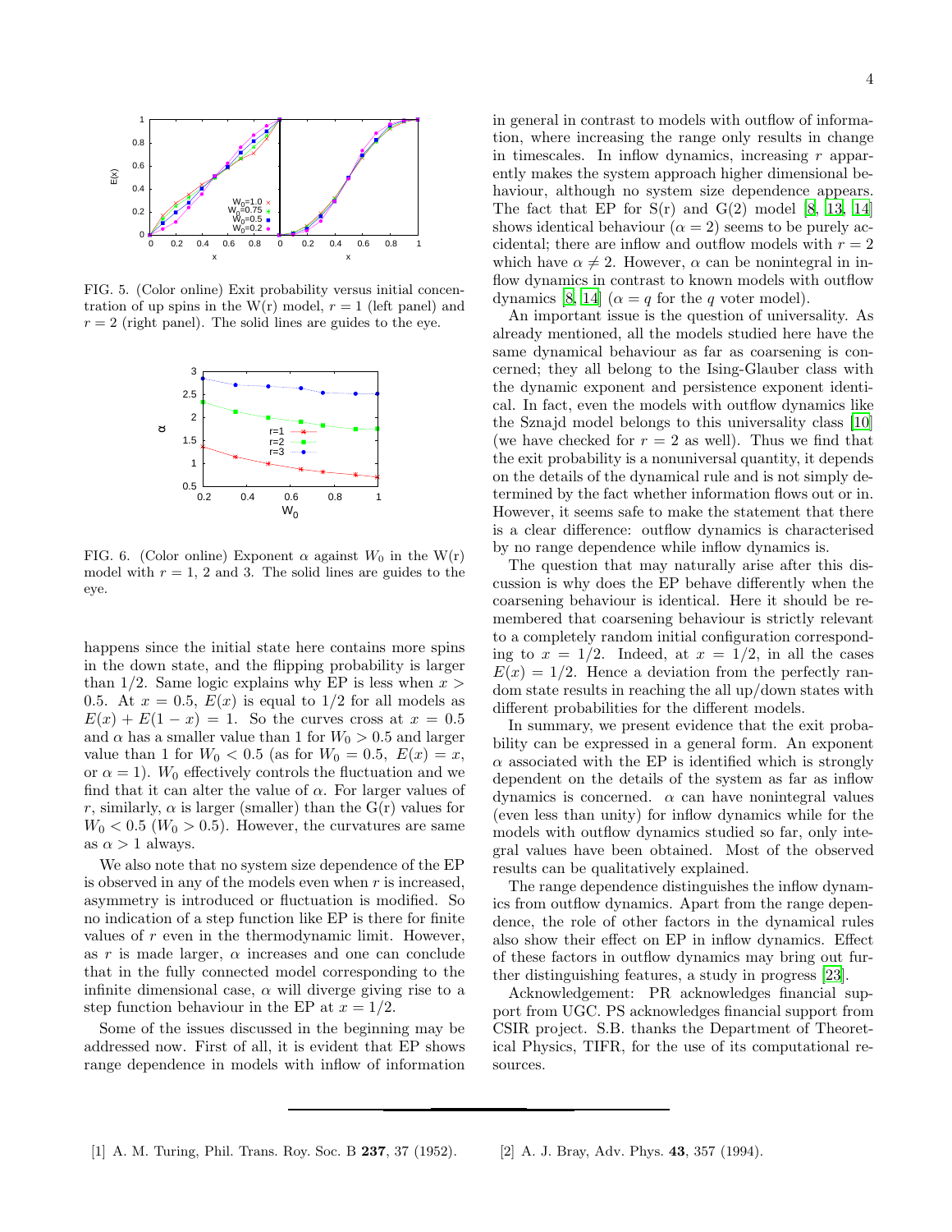FIG. 5. (Color online) Exit probability versus initial concentration of up spins in the W(r) model, $r = 1$ (left panel) and $r = 2$ (right panel). The solid lines are guides to the eye.

FIG. 6. (Color online) Exponent $\alpha$ against $W_0$ in the W(r) model with $r = 1$, 2 and 3. The solid lines are guides to the eye.

happens since the initial state here contains more spins in the down state, and the flipping probability is larger than 1/2. Same logic explains why EP is less when $x > 0.5$. At $x = 0.5$, $E(x)$ is equal to 1/2 for all models as $E(x) + E(1 - x) = 1$. So the curves cross at $x = 0.5$ and $\alpha$ has a smaller value than 1 for $W_0 > 0.5$ and larger value than 1 for $W_0 < 0.5$ (as for $W_0 = 0.5$, $E(x) = x$, or $\alpha = 1$). $W_0$ effectively controls the fluctuation and we find that it can alter the value of $\alpha$. For larger values of $r$, similarly, $\alpha$ is larger (smaller) than the G(r) values for $W_0 < 0.5$ ($W_0 > 0.5$). However, the curvatures are same as $\alpha > 1$ always.

We also note that no system size dependence of the EP is observed in any of the models even when $r$ is increased, asymmetry is introduced or fluctuation is modified. So no indication of a step function like EP is there for finite values of $r$ even in the thermodynamic limit. However, as $r$ is made larger, $\alpha$ increases and one can conclude that in the fully connected model corresponding to the infinite dimensional case, $\alpha$ will diverge giving rise to a step function behaviour in the EP at $x = 1/2$.

Some of the issues discussed in the beginning may be addressed now. First of all, it is evident that EP shows range dependence in models with inflow of information in general in contrast to models with outflow of information, where increasing the range only results in change in timescales. In inflow dynamics, increasing $r$ apparently makes the system approach higher dimensional behaviour, although no system size dependence appears. The fact that EP for S(r) and G(2) model [8, 13, 14] shows identical behaviour ($\alpha = 2$) seems to be purely accidental; there are inflow and outflow models with $r = 2$ which have $\alpha \neq 2$. However, $\alpha$ can be nonintegral in inflow dynamics in contrast to known models with outflow dynamics [8, 14] ($\alpha = q$ for the $q$ voter model).

An important issue is the question of universality. As already mentioned, all the models studied here have the same dynamic behaviour as far as coarsening is concerned; they all belong to the Ising-Glauber class with the dynamic exponent and persistence exponent identical. In fact, even the models with outflow dynamics like the Sznajd model belongs to this universality class [10] (we have checked for $r = 2$ as well). Thus we find that the exit probability is a nonuniversal quantity, it depends on the details of the dynamical rule and is not simply determined by the fact whether information flows out or in. However, it seems safe to make the statement that there is a clear difference: outflow dynamics is characterised by no range dependence while inflow dynamics is.

The question that may naturally arise after this discussion is why does the EP behave differently when the coarsening behaviour is identical. Here it should be remembered that coarsening behaviour is strictly relevant to a completely random initial configuration corresponding to $x = 1/2$. Indeed, at $x = 1/2$, in all the cases $E(x) = 1/2$. Hence a deviation from the perfectly random state results in reaching the all up/down states with different probabilities for the different models.

In summary, we present evidence that the exit probability can be expressed in a general form. An exponent $\alpha$ associated with the EP is identified which is strongly dependent on the details of the system as far as inflow dynamics is concerned. $\alpha$ can have nonintegral values (even less than unity) for inflow dynamics while for the models with outflow dynamics studied so far, only integral values have been obtained. Most of the observed results can be qualitatively explained.

The range dependence distinguishes the inflow dynamics from outflow dynamics. Apart from the range dependence, the role of other factors in the dynamical rules also show their effect on EP in inflow dynamics. Effect of these factors in outflow dynamics may bring out further distinguishing features, a study in progress [23].

Acknowledgement: PR acknowledges financial support from UGC. PS acknowledges financial support from CSIR project. S.B. thanks the Department of Theoretical Physics, TIFR, for the use of its computational resources.

---

[1] A. M. Turing, Phil. Trans. Roy. Soc. B **237**, 37 (1952).

[2] A. J. Bray, Adv. Phys. **43**, 357 (1994).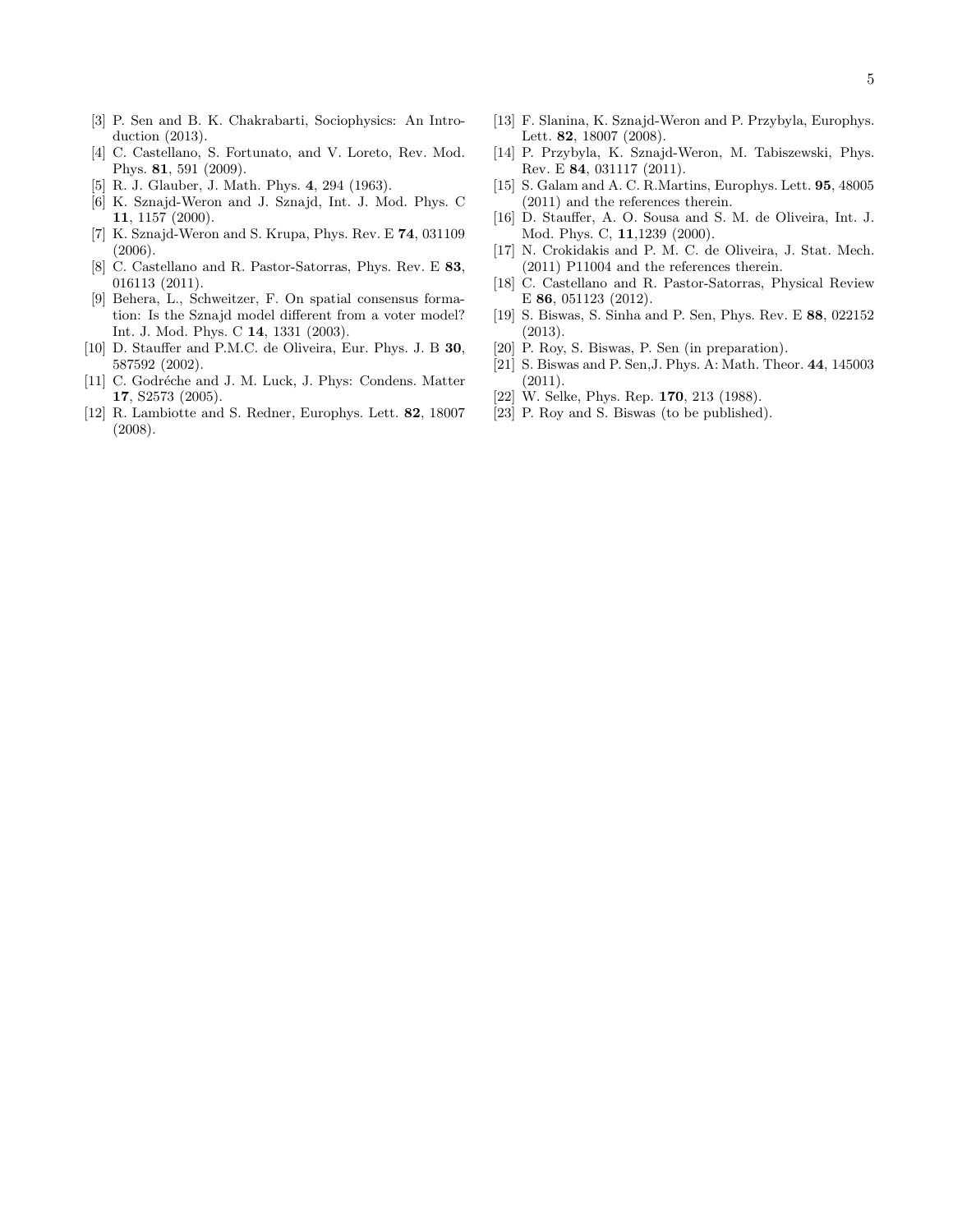[3] P. Sen and B. K. Chakrabarti, Sociophysics: An Introduction (2013).

[4] C. Castellano, S. Fortunato, and V. Loreto, Rev. Mod. Phys. **81**, 591 (2009).

[5] R. J. Glauber, J. Math. Phys. **4**, 294 (1963).

[6] K. Sznajd-Weron and J. Sznajd, Int. J. Mod. Phys. C **11**, 1157 (2000).

[7] K. Sznajd-Weron and S. Krupa, Phys. Rev. E **74**, 031109 (2006).

[8] C. Castellano and R. Pastor-Satorras, Phys. Rev. E **83**, 016113 (2011).

[9] Behera, L., Schweitzer, F. On spatial consensus formation: Is the Sznajd model different from a voter model? Int. J. Mod. Phys. C **14**, 1331 (2003).

[10] D. Stauffer and P.M.C. de Oliveira, Eur. Phys. J. B **30**, 587592 (2002).

[11] C. Godréche and J. M. Luck, J. Phys: Condens. Matter **17**, S2573 (2005).

[12] R. Lambiotte and S. Redner, Europhys. Lett. **82**, 18007 (2008).

[13] F. Slanina, K. Sznajd-Weron and P. Przybyla, Europhys. Lett. **82**, 18007 (2008).

[14] P. Przybyla, K. Sznajd-Weron, M. Tabiszewski, Phys. Rev. E **84**, 031117 (2011).

[15] S. Galam and A. C. R.Martins, Europhys. Lett. **95**, 48005 (2011) and the references therein.

[16] D. Stauffer, A. O. Sousa and S. M. de Oliveira, Int. J. Mod. Phys. C, **11**,1239 (2000).

[17] N. Crokidakis and P. M. C. de Oliveira, J. Stat. Mech. (2011) P11004 and the references therein.

[18] C. Castellano and R. Pastor-Satorras, Physical Review E **86**, 051123 (2012).

[19] S. Biswas, S. Sinha and P. Sen, Phys. Rev. E **88**, 022152 (2013).

[20] P. Roy, S. Biswas, P. Sen (in preparation).

[21] S. Biswas and P. Sen,J. Phys. A: Math. Theor. **44**, 145003 (2011).

[22] W. Selke, Phys. Rep. **170**, 213 (1988).

[23] P. Roy and S. Biswas (to be published).